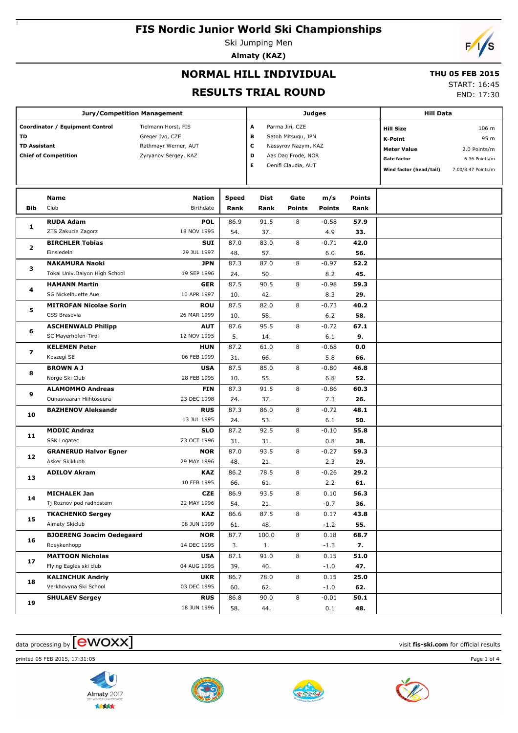# FIS Nordic Junior World Ski Championships

Ski Jumping Men

**Almaty (KAZ)**

## NORMAL HILL INDIVIDUAL

## RESULTS TRIAL ROUND

**THU 05 FEB 2015**

START: 16:45

END: 17:30

| Jury/Competition Management | |
|---|---|
| **Coordinator / Equipment Control** | Tielmann Horst, FIS |
| **TD** | Greger Ivo, CZE |
| **TD Assistant** | Rathmayr Werner, AUT |
| **Chief of Competition** | Zyryanov Sergey, KAZ |

| Judges | |
|---|---|
| **A** | Parma Jiri, CZE |
| **B** | Satoh Mitsugu, JPN |
| **C** | Nassyrov Nazym, KAZ |
| **D** | Aas Dag Frode, NOR |
| **E** | Denifl Claudia, AUT |

| Hill Data | |
|---|---|
| **Hill Size** | 106 m |
| **K-Point** | 95 m |
| **Meter Value** | 2.0 Points/m |
| **Gate factor** | 6.36 Points/m |
| **Wind factor (head/tail)** | 7.00/8.47 Points/m |

| Bib | Name / Club | Nation / Birthdate | Speed / Rank | Dist / Rank | Gate / Points | m/s / Points | Points / Rank |
|---|---|---|---|---|---|---|---|
| 1 | **RUDA Adam** | **POL** | 86.9 | 91.5 | 8 | -0.58 | **57.9** |
| | ZTS Zakucie Zagorz | 18 NOV 1995 | 54. | 37. | | 4.9 | **33.** |
| 2 | **BIRCHLER Tobias** | **SUI** | 87.0 | 83.0 | 8 | -0.71 | **42.0** |
| | Einsiedeln | 29 JUL 1997 | 48. | 57. | | 6.0 | **56.** |
| 3 | **NAKAMURA Naoki** | **JPN** | 87.3 | 87.0 | 8 | -0.97 | **52.2** |
| | Tokai Univ.Daiyon High School | 19 SEP 1996 | 24. | 50. | | 8.2 | **45.** |
| 4 | **HAMANN Martin** | **GER** | 87.5 | 90.5 | 8 | -0.98 | **59.3** |
| | SG Nickelhuette Aue | 10 APR 1997 | 10. | 42. | | 8.3 | **29.** |
| 5 | **MITROFAN Nicolae Sorin** | **ROU** | 87.5 | 82.0 | 8 | -0.73 | **40.2** |
| | CSS Brasovia | 26 MAR 1999 | 10. | 58. | | 6.2 | **58.** |
| 6 | **ASCHENWALD Philipp** | **AUT** | 87.6 | 95.5 | 8 | -0.72 | **67.1** |
| | SC Mayerhofen-Tirol | 12 NOV 1995 | 5. | 14. | | 6.1 | **9.** |
| 7 | **KELEMEN Peter** | **HUN** | 87.2 | 61.0 | 8 | -0.68 | **0.0** |
| | Koszegi SE | 06 FEB 1999 | 31. | 66. | | 5.8 | **66.** |
| 8 | **BROWN A J** | **USA** | 87.5 | 85.0 | 8 | -0.80 | **46.8** |
| | Norge Ski Club | 28 FEB 1995 | 10. | 55. | | 6.8 | **52.** |
| 9 | **ALAMOMMO Andreas** | **FIN** | 87.3 | 91.5 | 8 | -0.86 | **60.3** |
| | Ounasvaaran Hiihtoseura | 23 DEC 1998 | 24. | 37. | | 7.3 | **26.** |
| 10 | **BAZHENOV Aleksandr** | **RUS** | 87.3 | 86.0 | 8 | -0.72 | **48.1** |
| | | 13 JUL 1995 | 24. | 53. | | 6.1 | **50.** |
| 11 | **MODIC Andraz** | **SLO** | 87.2 | 92.5 | 8 | -0.10 | **55.8** |
| | SSK Logatec | 23 OCT 1996 | 31. | 31. | | 0.8 | **38.** |
| 12 | **GRANERUD Halvor Egner** | **NOR** | 87.0 | 93.5 | 8 | -0.27 | **59.3** |
| | Asker Skiklubb | 29 MAY 1996 | 48. | 21. | | 2.3 | **29.** |
| 13 | **ADILOV Akram** | **KAZ** | 86.2 | 78.5 | 8 | -0.26 | **29.2** |
| | | 10 FEB 1995 | 66. | 61. | | 2.2 | **61.** |
| 14 | **MICHALEK Jan** | **CZE** | 86.9 | 93.5 | 8 | 0.10 | **56.3** |
| | Tj Roznov pod radhostem | 22 MAY 1996 | 54. | 21. | | -0.7 | **36.** |
| 15 | **TKACHENKO Sergey** | **KAZ** | 86.6 | 87.5 | 8 | 0.17 | **43.8** |
| | Almaty Skiclub | 08 JUN 1999 | 61. | 48. | | -1.2 | **55.** |
| 16 | **BJOERENG Joacim Oedegaard** | **NOR** | 87.7 | 100.0 | 8 | 0.18 | **68.7** |
| | Roeykenhopp | 14 DEC 1995 | 3. | 1. | | -1.3 | **7.** |
| 17 | **MATTOON Nicholas** | **USA** | 87.1 | 91.0 | 8 | 0.15 | **51.0** |
| | Flying Eagles ski club | 04 AUG 1995 | 39. | 40. | | -1.0 | **47.** |
| 18 | **KALINCHUK Andriy** | **UKR** | 86.7 | 78.0 | 8 | 0.15 | **25.0** |
| | Verkhovyna Ski School | 03 DEC 1995 | 60. | 62. | | -1.0 | **62.** |
| 19 | **SHULAEV Sergey** | **RUS** | 86.8 | 90.0 | 8 | -0.01 | **50.1** |
| | | 18 JUN 1996 | 58. | 44. | | 0.1 | **48.** |

data processing by [ewoxx] visit **fis-ski.com** for official results

printed 05 FEB 2015, 17:31:05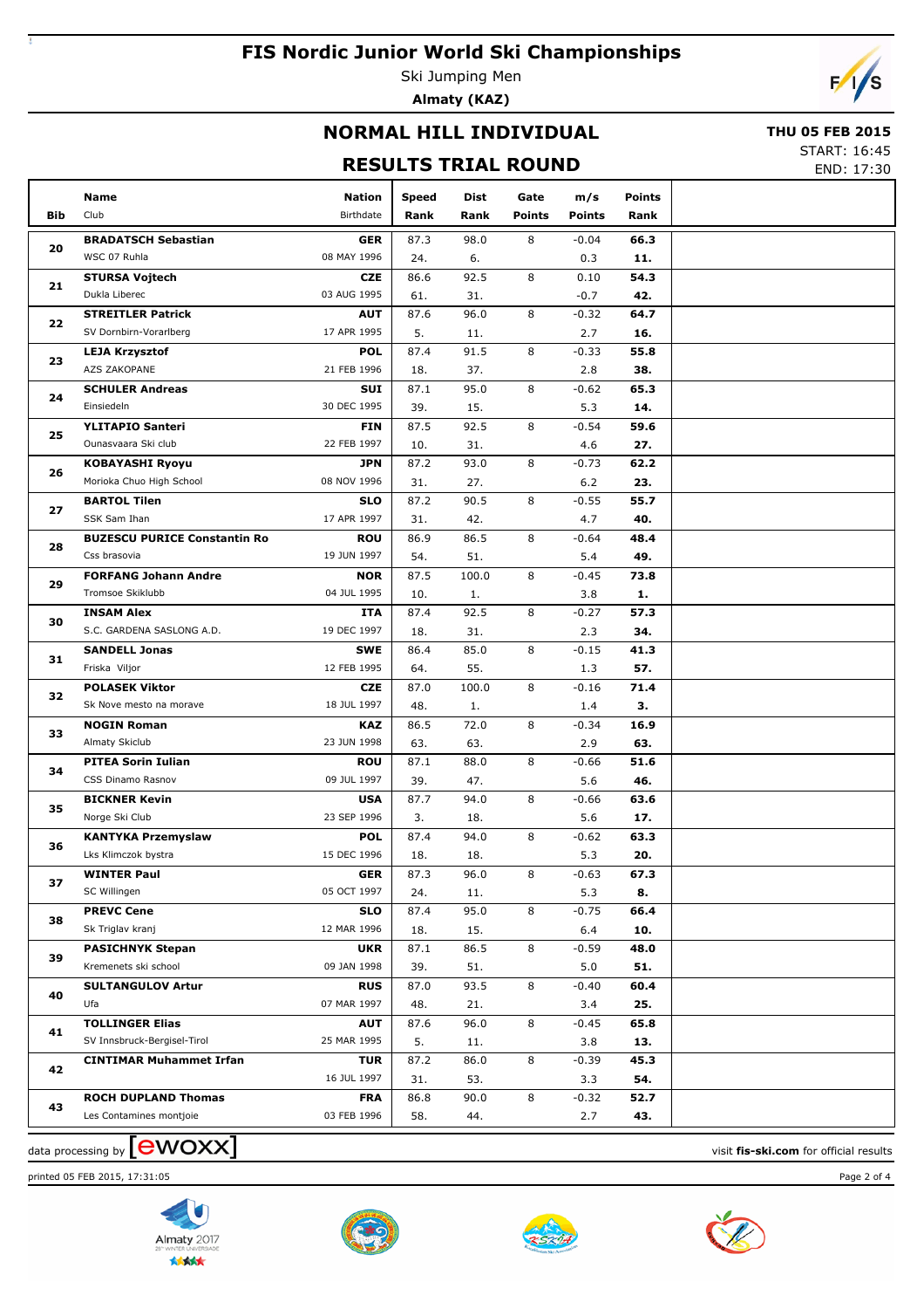# FIS Nordic Junior World Ski Championships

Ski Jumping Men

**Almaty (KAZ)**

## NORMAL HILL INDIVIDUAL

## RESULTS TRIAL ROUND

**THU 05 FEB 2015**

START: 16:45

END: 17:30

| Bib | Name / Club | Nation / Birthdate | Speed / Rank | Dist / Rank | Gate / Points | m/s / Points | Points / Rank |
|---|---|---|---|---|---|---|---|
| 20 | **BRADATSCH Sebastian** / WSC 07 Ruhla | **GER** / 08 MAY 1996 | 87.3 / 24. | 98.0 / 6. | 8 | -0.04 / 0.3 | **66.3** / **11.** |
| 21 | **STURSA Vojtech** / Dukla Liberec | **CZE** / 03 AUG 1995 | 86.6 / 61. | 92.5 / 31. | 8 | 0.10 / -0.7 | **54.3** / **42.** |
| 22 | **STREITLER Patrick** / SV Dornbirn-Vorarlberg | **AUT** / 17 APR 1995 | 87.6 / 5. | 96.0 / 11. | 8 | -0.32 / 2.7 | **64.7** / **16.** |
| 23 | **LEJA Krzysztof** / AZS ZAKOPANE | **POL** / 21 FEB 1996 | 87.4 / 18. | 91.5 / 37. | 8 | -0.33 / 2.8 | **55.8** / **38.** |
| 24 | **SCHULER Andreas** / Einsiedeln | **SUI** / 30 DEC 1995 | 87.1 / 39. | 95.0 / 15. | 8 | -0.62 / 5.3 | **65.3** / **14.** |
| 25 | **YLITAPIO Santeri** / Ounasvaara Ski club | **FIN** / 22 FEB 1997 | 87.5 / 10. | 92.5 / 31. | 8 | -0.54 / 4.6 | **59.6** / **27.** |
| 26 | **KOBAYASHI Ryoyu** / Morioka Chuo High School | **JPN** / 08 NOV 1996 | 87.2 / 31. | 93.0 / 27. | 8 | -0.73 / 6.2 | **62.2** / **23.** |
| 27 | **BARTOL Tilen** / SSK Sam Ihan | **SLO** / 17 APR 1997 | 87.2 / 31. | 90.5 / 42. | 8 | -0.55 / 4.7 | **55.7** / **40.** |
| 28 | **BUZESCU PURICE Constantin Ro** / Css brasovia | **ROU** / 19 JUN 1997 | 86.9 / 54. | 86.5 / 51. | 8 | -0.64 / 5.4 | **48.4** / **49.** |
| 29 | **FORFANG Johann Andre** / Tromsoe Skiklubb | **NOR** / 04 JUL 1995 | 87.5 / 10. | 100.0 / 1. | 8 | -0.45 / 3.8 | **73.8** / **1.** |
| 30 | **INSAM Alex** / S.C. GARDENA SASLONG A.D. | **ITA** / 19 DEC 1997 | 87.4 / 18. | 92.5 / 31. | 8 | -0.27 / 2.3 | **57.3** / **34.** |
| 31 | **SANDELL Jonas** / Friska Viljor | **SWE** / 12 FEB 1995 | 86.4 / 64. | 85.0 / 55. | 8 | -0.15 / 1.3 | **41.3** / **57.** |
| 32 | **POLASEK Viktor** / Sk Nove mesto na morave | **CZE** / 18 JUL 1997 | 87.0 / 48. | 100.0 / 1. | 8 | -0.16 / 1.4 | **71.4** / **3.** |
| 33 | **NOGIN Roman** / Almaty Skiclub | **KAZ** / 23 JUN 1998 | 86.5 / 63. | 72.0 / 63. | 8 | -0.34 / 2.9 | **16.9** / **63.** |
| 34 | **PITEA Sorin Iulian** / CSS Dinamo Rasnov | **ROU** / 09 JUL 1997 | 87.1 / 39. | 88.0 / 47. | 8 | -0.66 / 5.6 | **51.6** / **46.** |
| 35 | **BICKNER Kevin** / Norge Ski Club | **USA** / 23 SEP 1996 | 87.7 / 3. | 94.0 / 18. | 8 | -0.66 / 5.6 | **63.6** / **17.** |
| 36 | **KANTYKA Przemyslaw** / Lks Klimczok bystra | **POL** / 15 DEC 1996 | 87.4 / 18. | 94.0 / 18. | 8 | -0.62 / 5.3 | **63.3** / **20.** |
| 37 | **WINTER Paul** / SC Willingen | **GER** / 05 OCT 1997 | 87.3 / 24. | 96.0 / 11. | 8 | -0.63 / 5.3 | **67.3** / **8.** |
| 38 | **PREVC Cene** / Sk Triglav kranj | **SLO** / 12 MAR 1996 | 87.4 / 18. | 95.0 / 15. | 8 | -0.75 / 6.4 | **66.4** / **10.** |
| 39 | **PASICHNYK Stepan** / Kremenets ski school | **UKR** / 09 JAN 1998 | 87.1 / 39. | 86.5 / 51. | 8 | -0.59 / 5.0 | **48.0** / **51.** |
| 40 | **SULTANGULOV Artur** / Ufa | **RUS** / 07 MAR 1997 | 87.0 / 48. | 93.5 / 21. | 8 | -0.40 / 3.4 | **60.4** / **25.** |
| 41 | **TOLLINGER Elias** / SV Innsbruck-Bergisel-Tirol | **AUT** / 25 MAR 1995 | 87.6 / 5. | 96.0 / 11. | 8 | -0.45 / 3.8 | **65.8** / **13.** |
| 42 | **CINTIMAR Muhammet Irfan** | **TUR** / 16 JUL 1997 | 87.2 / 31. | 86.0 / 53. | 8 | -0.39 / 3.3 | **45.3** / **54.** |
| 43 | **ROCH DUPLAND Thomas** / Les Contamines montjoie | **FRA** / 03 FEB 1996 | 86.8 / 58. | 90.0 / 44. | 8 | -0.32 / 2.7 | **52.7** / **43.** |

data processing by ewoxx — visit **fis-ski.com** for official results

printed 05 FEB 2015, 17:31:05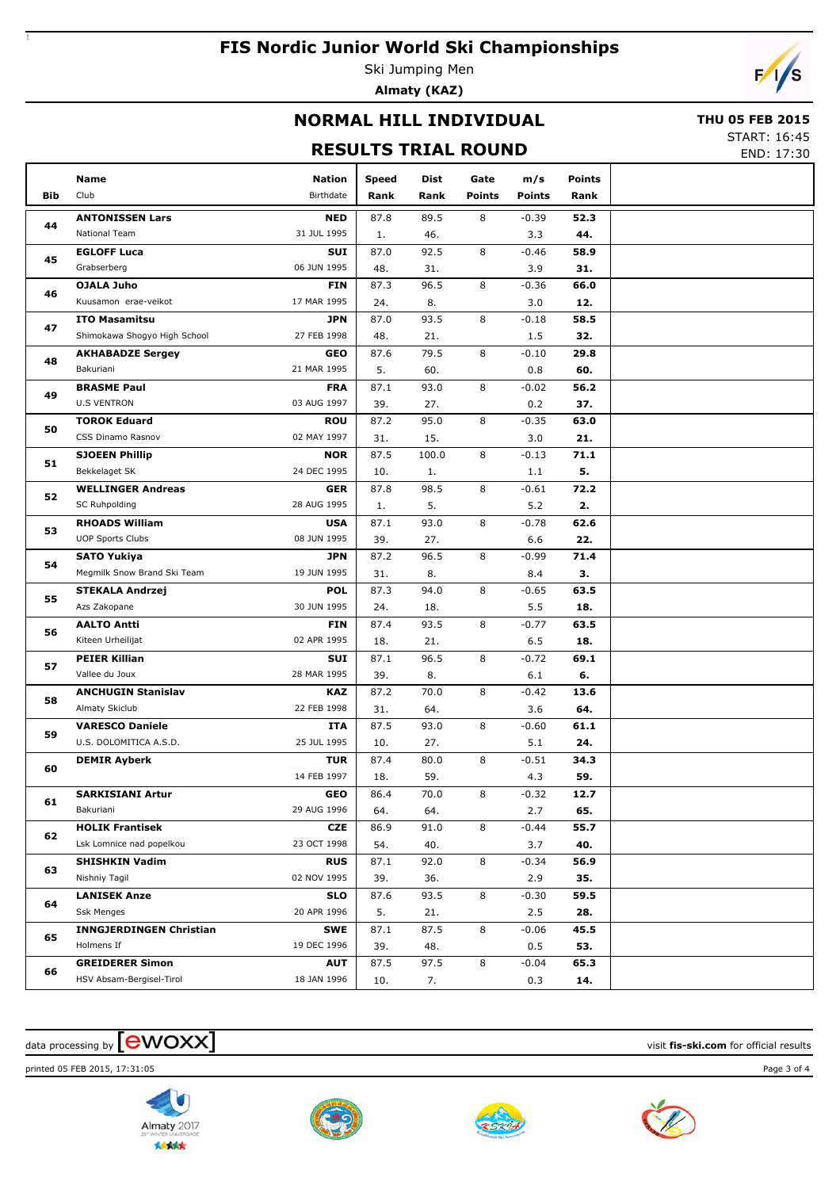# FIS Nordic Junior World Ski Championships

Ski Jumping Men

**Almaty (KAZ)**

## NORMAL HILL INDIVIDUAL

## RESULTS TRIAL ROUND

**THU 05 FEB 2015**

START: 16:45

END: 17:30

| Bib | Name<br>Club | Nation<br>Birthdate | Speed<br>Rank | Dist<br>Rank | Gate<br>Points | m/s<br>Points | Points<br>Rank |
|---|---|---|---|---|---|---|---|
| 44 | **ANTONISSEN Lars**<br>National Team | **NED**<br>31 JUL 1995 | 87.8<br>1. | 89.5<br>46. | 8 | -0.39<br>3.3 | **52.3**<br>**44.** |
| 45 | **EGLOFF Luca**<br>Grabserberg | **SUI**<br>06 JUN 1995 | 87.0<br>48. | 92.5<br>31. | 8 | -0.46<br>3.9 | **58.9**<br>**31.** |
| 46 | **OJALA Juho**<br>Kuusamon erae-veikot | **FIN**<br>17 MAR 1995 | 87.3<br>24. | 96.5<br>8. | 8 | -0.36<br>3.0 | **66.0**<br>**12.** |
| 47 | **ITO Masamitsu**<br>Shimokawa Shogyo High School | **JPN**<br>27 FEB 1998 | 87.0<br>48. | 93.5<br>21. | 8 | -0.18<br>1.5 | **58.5**<br>**32.** |
| 48 | **AKHABADZE Sergey**<br>Bakuriani | **GEO**<br>21 MAR 1995 | 87.6<br>5. | 79.5<br>60. | 8 | -0.10<br>0.8 | **29.8**<br>**60.** |
| 49 | **BRASME Paul**<br>U.S VENTRON | **FRA**<br>03 AUG 1997 | 87.1<br>39. | 93.0<br>27. | 8 | -0.02<br>0.2 | **56.2**<br>**37.** |
| 50 | **TOROK Eduard**<br>CSS Dinamo Rasnov | **ROU**<br>02 MAY 1997 | 87.2<br>31. | 95.0<br>15. | 8 | -0.35<br>3.0 | **63.0**<br>**21.** |
| 51 | **SJOEEN Phillip**<br>Bekkelaget SK | **NOR**<br>24 DEC 1995 | 87.5<br>10. | 100.0<br>1. | 8 | -0.13<br>1.1 | **71.1**<br>**5.** |
| 52 | **WELLINGER Andreas**<br>SC Ruhpolding | **GER**<br>28 AUG 1995 | 87.8<br>1. | 98.5<br>5. | 8 | -0.61<br>5.2 | **72.2**<br>**2.** |
| 53 | **RHOADS William**<br>UOP Sports Clubs | **USA**<br>08 JUN 1995 | 87.1<br>39. | 93.0<br>27. | 8 | -0.78<br>6.6 | **62.6**<br>**22.** |
| 54 | **SATO Yukiya**<br>Megmilk Snow Brand Ski Team | **JPN**<br>19 JUN 1995 | 87.2<br>31. | 96.5<br>8. | 8 | -0.99<br>8.4 | **71.4**<br>**3.** |
| 55 | **STEKALA Andrzej**<br>Azs Zakopane | **POL**<br>30 JUN 1995 | 87.3<br>24. | 94.0<br>18. | 8 | -0.65<br>5.5 | **63.5**<br>**18.** |
| 56 | **AALTO Antti**<br>Kiteen Urheilijat | **FIN**<br>02 APR 1995 | 87.4<br>18. | 93.5<br>21. | 8 | -0.77<br>6.5 | **63.5**<br>**18.** |
| 57 | **PEIER Killian**<br>Vallee du Joux | **SUI**<br>28 MAR 1995 | 87.1<br>39. | 96.5<br>8. | 8 | -0.72<br>6.1 | **69.1**<br>**6.** |
| 58 | **ANCHUGIN Stanislav**<br>Almaty Skiclub | **KAZ**<br>22 FEB 1998 | 87.2<br>31. | 70.0<br>64. | 8 | -0.42<br>3.6 | **13.6**<br>**64.** |
| 59 | **VARESCO Daniele**<br>U.S. DOLOMITICA A.S.D. | **ITA**<br>25 JUL 1995 | 87.5<br>10. | 93.0<br>27. | 8 | -0.60<br>5.1 | **61.1**<br>**24.** |
| 60 | **DEMIR Ayberk** | **TUR**<br>14 FEB 1997 | 87.4<br>18. | 80.0<br>59. | 8 | -0.51<br>4.3 | **34.3**<br>**59.** |
| 61 | **SARKISIANI Artur**<br>Bakuriani | **GEO**<br>29 AUG 1996 | 86.4<br>64. | 70.0<br>64. | 8 | -0.32<br>2.7 | **12.7**<br>**65.** |
| 62 | **HOLIK Frantisek**<br>Lsk Lomnice nad popelkou | **CZE**<br>23 OCT 1998 | 86.9<br>54. | 91.0<br>40. | 8 | -0.44<br>3.7 | **55.7**<br>**40.** |
| 63 | **SHISHKIN Vadim**<br>Nishniy Tagil | **RUS**<br>02 NOV 1995 | 87.1<br>39. | 92.0<br>36. | 8 | -0.34<br>2.9 | **56.9**<br>**35.** |
| 64 | **LANISEK Anze**<br>Ssk Menges | **SLO**<br>20 APR 1996 | 87.6<br>5. | 93.5<br>21. | 8 | -0.30<br>2.5 | **59.5**<br>**28.** |
| 65 | **INNGJERDINGEN Christian**<br>Holmens If | **SWE**<br>19 DEC 1996 | 87.1<br>39. | 87.5<br>48. | 8 | -0.06<br>0.5 | **45.5**<br>**53.** |
| 66 | **GREIDERER Simon**<br>HSV Absam-Bergisel-Tirol | **AUT**<br>18 JAN 1996 | 87.5<br>10. | 97.5<br>7. | 8 | -0.04<br>0.3 | **65.3**<br>**14.** |

data processing by ewoxx — visit **fis-ski.com** for official results

printed 05 FEB 2015, 17:31:05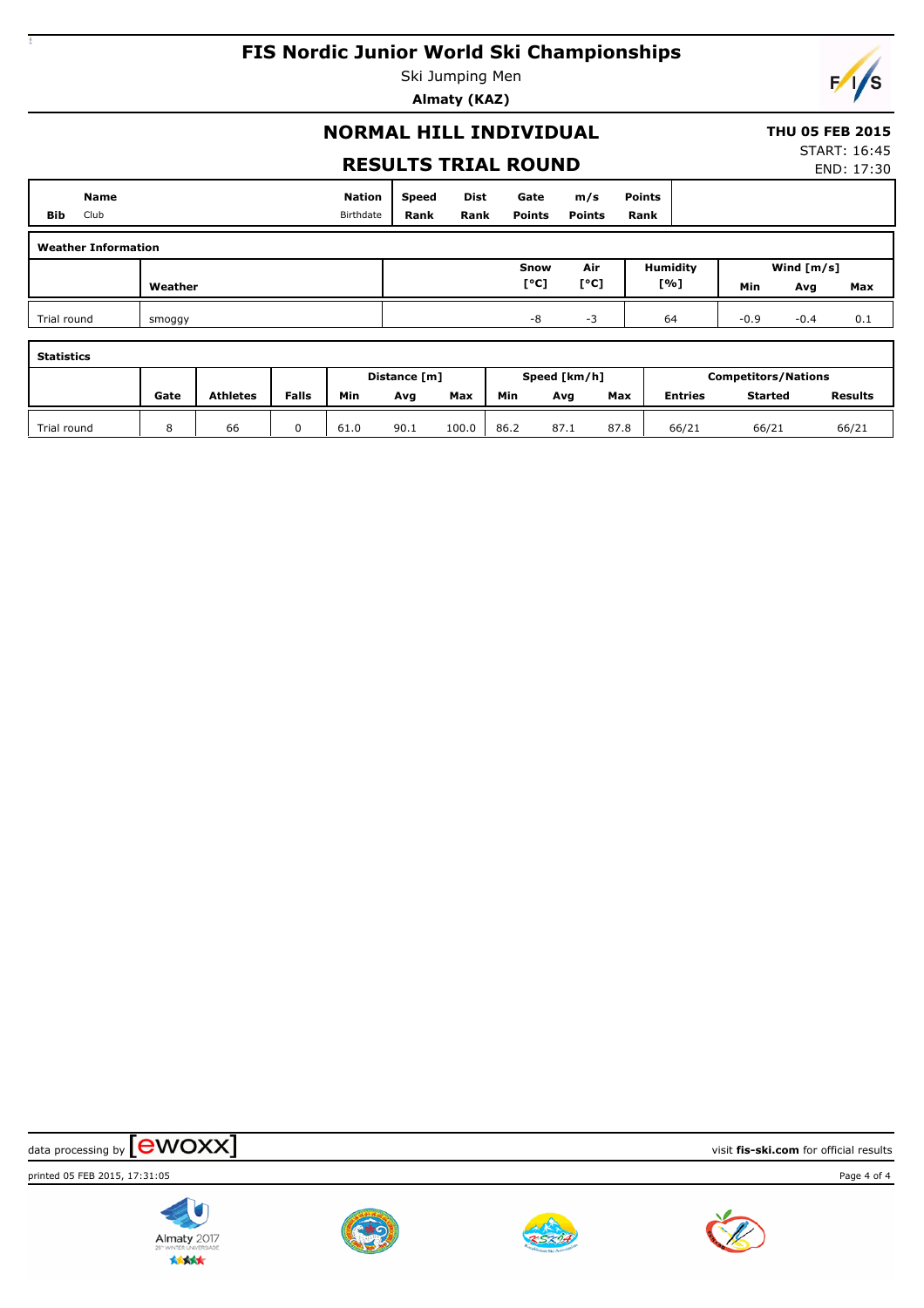# FIS Nordic Junior World Ski Championships

Ski Jumping Men

**Almaty (KAZ)**

## NORMAL HILL INDIVIDUAL

## RESULTS TRIAL ROUND

**THU 05 FEB 2015**

START: 16:45

END: 17:30

| Name | Nation | Speed | Dist | Gate | m/s | Points |
|---|---|---|---|---|---|---|
| Bib Club | Birthdate | Rank | Rank | Points | Points | Rank |

**Weather Information**

| | Weather | Snow [°C] | Air [°C] | Humidity [%] | Wind [m/s] Min | Avg | Max |
|---|---|---|---|---|---|---|---|
| Trial round | smoggy | -8 | -3 | 64 | -0.9 | -0.4 | 0.1 |

**Statistics**

| | Gate | Athletes | Falls | Distance [m] | | | Speed [km/h] | | | Competitors/Nations | | |
|---|---|---|---|---|---|---|---|---|---|---|---|---|
| | | | | Min | Avg | Max | Min | Avg | Max | Entries | Started | Results |
| Trial round | 8 | 66 | 0 | 61.0 | 90.1 | 100.0 | 86.2 | 87.1 | 87.8 | 66/21 | 66/21 | 66/21 |

data processing by [ewoxx]

visit **fis-ski.com** for official results

printed 05 FEB 2015, 17:31:05